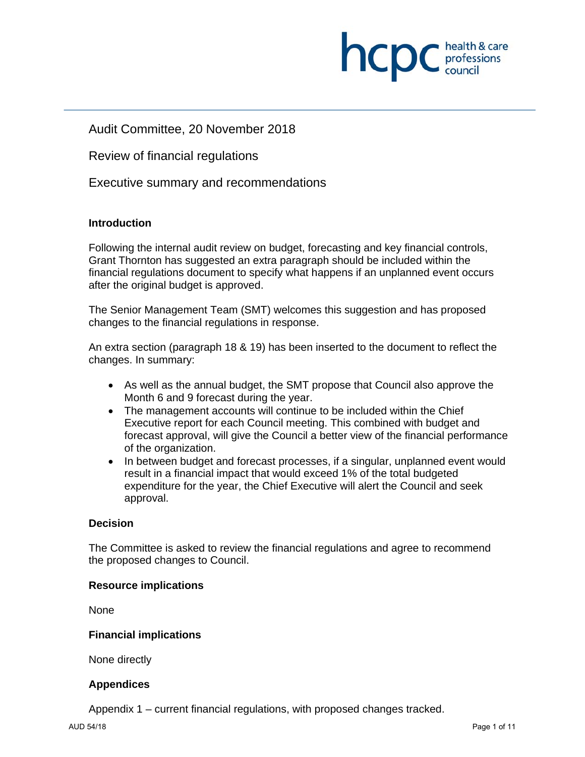Audit Committee, 20 November 2018

Review of financial regulations

Executive summary and recommendations

### Introduction

Following the internal audit review on budget, forecasting and key financial controls, Grant Thornton has suggested an extra paragraph should be included within the financial regulations document to specify what happens if an unplanned event occurs after the original budget is approved.

The Senior Management Team (SMT) welcomes this suggestion and has proposed changes to the financial regulations in response.

An extra section (paragraph 18 & 19) has been inserted to the document to reflect the changes. In summary:

- As well as the annual budget, the SMT propose that Council also approve the Month 6 and 9 forecast during the year.
- The management accounts will continue to be included within the Chief Executive report for each Council meeting. This combined with budget and forecast approval, will give the Council a better view of the financial performance of the organization.
- In between budget and forecast processes, if a singular, unplanned event would result in a financial impact that would exceed 1% of the total budgeted expenditure for the year, the Chief Executive will alert the Council and seek approval.

### Decision

The Committee is asked to review the financial regulations and agree to recommend the proposed changes to Council.

### Resource implications

None

### Financial implications

None directly

### Appendices

Appendix 1 – current financial regulations, with proposed changes tracked.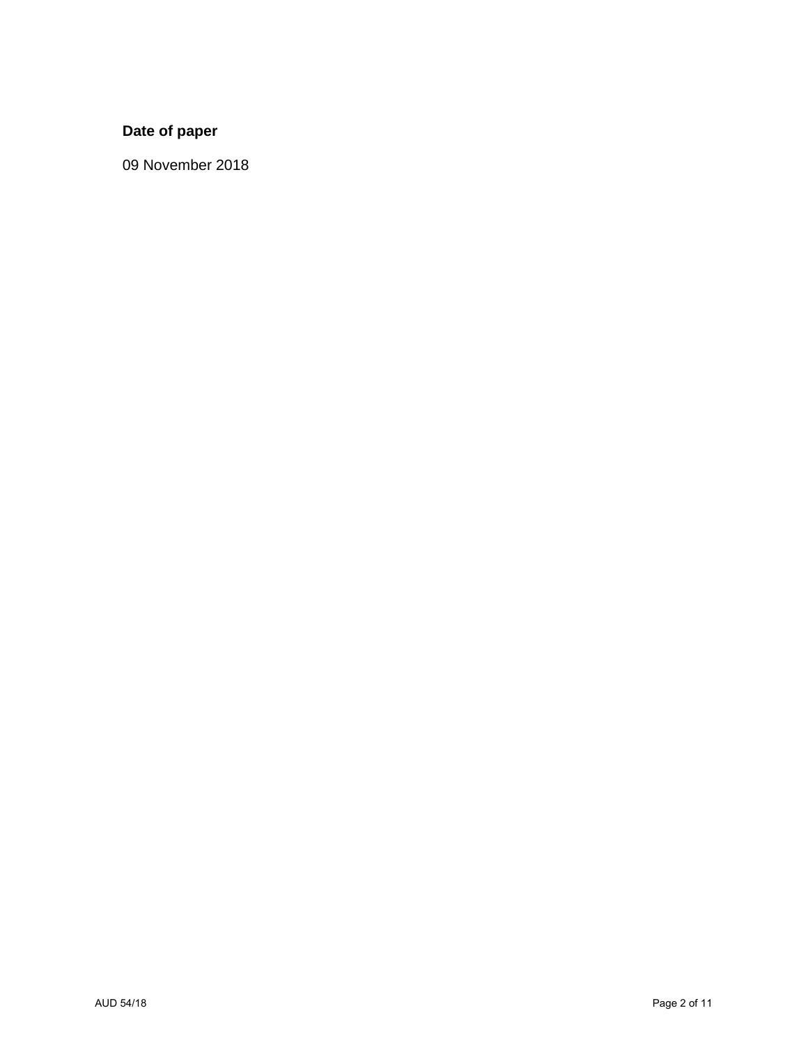**Date of paper**

09 November 2018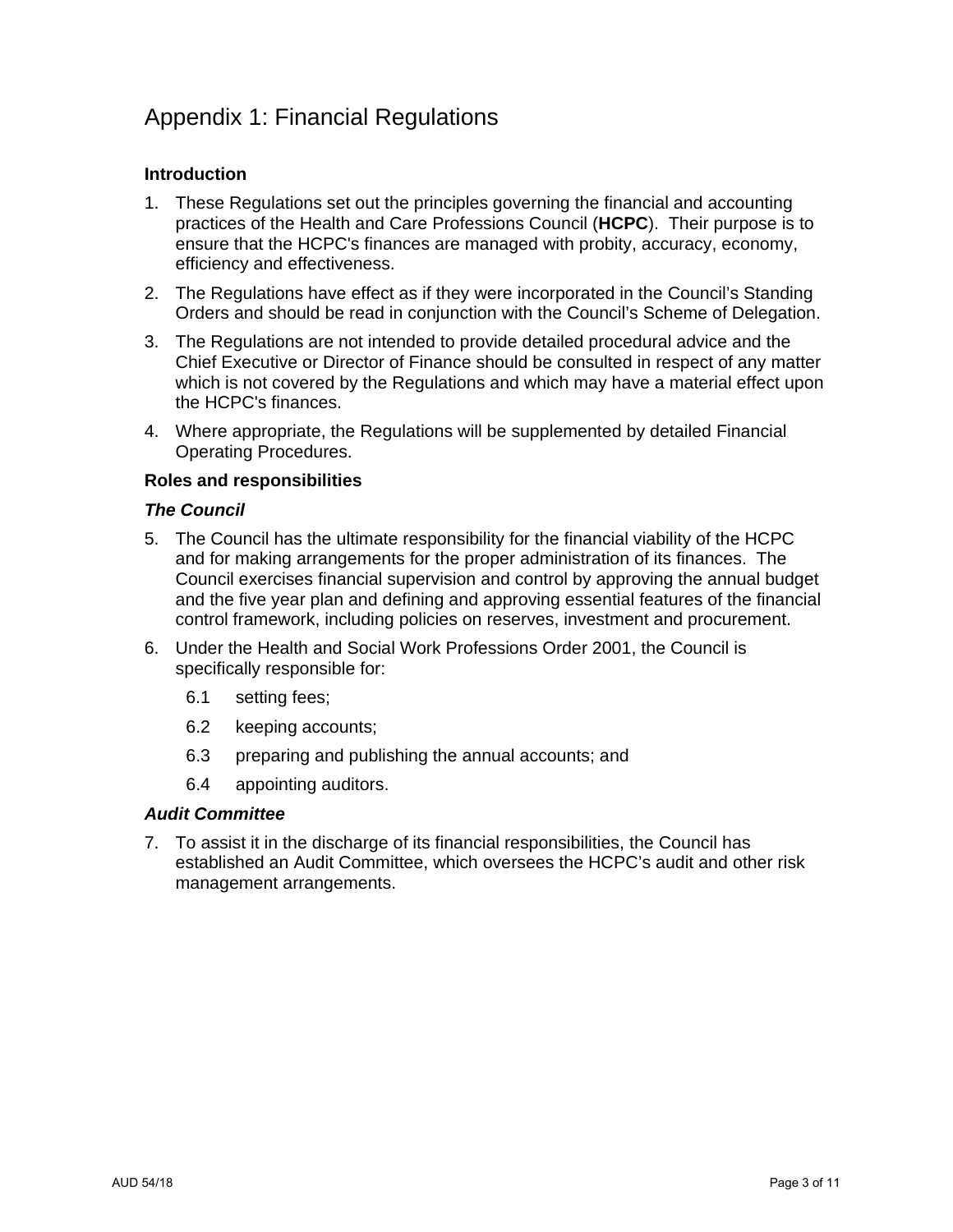# Appendix 1: Financial Regulations

### Introduction

1. These Regulations set out the principles governing the financial and accounting practices of the Health and Care Professions Council (**HCPC**). Their purpose is to ensure that the HCPC's finances are managed with probity, accuracy, economy, efficiency and effectiveness.
2. The Regulations have effect as if they were incorporated in the Council's Standing Orders and should be read in conjunction with the Council's Scheme of Delegation.
3. The Regulations are not intended to provide detailed procedural advice and the Chief Executive or Director of Finance should be consulted in respect of any matter which is not covered by the Regulations and which may have a material effect upon the HCPC's finances.
4. Where appropriate, the Regulations will be supplemented by detailed Financial Operating Procedures.

### Roles and responsibilities

#### *The Council*

5. The Council has the ultimate responsibility for the financial viability of the HCPC and for making arrangements for the proper administration of its finances. The Council exercises financial supervision and control by approving the annual budget and the five year plan and defining and approving essential features of the financial control framework, including policies on reserves, investment and procurement.
6. Under the Health and Social Work Professions Order 2001, the Council is specifically responsible for:
   - 6.1 setting fees;
   - 6.2 keeping accounts;
   - 6.3 preparing and publishing the annual accounts; and
   - 6.4 appointing auditors.

#### *Audit Committee*

7. To assist it in the discharge of its financial responsibilities, the Council has established an Audit Committee, which oversees the HCPC's audit and other risk management arrangements.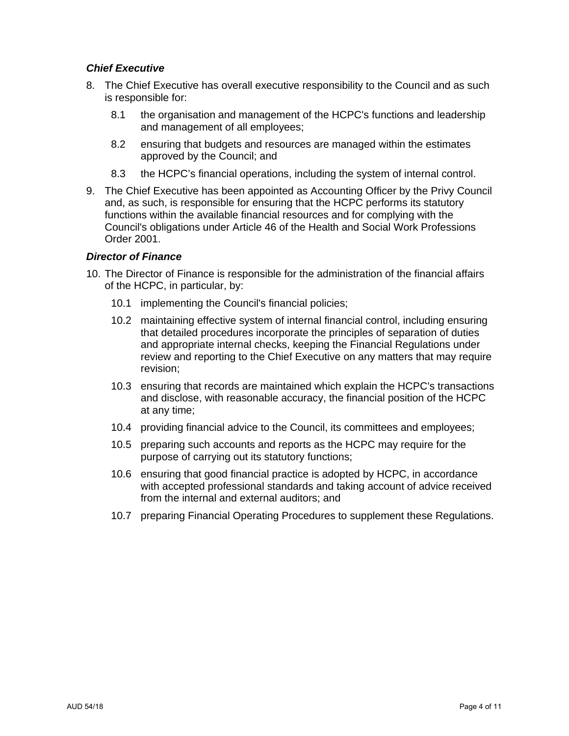***Chief Executive***

8. The Chief Executive has overall executive responsibility to the Council and as such is responsible for:

   8.1 the organisation and management of the HCPC's functions and leadership and management of all employees;

   8.2 ensuring that budgets and resources are managed within the estimates approved by the Council; and

   8.3 the HCPC's financial operations, including the system of internal control.

9. The Chief Executive has been appointed as Accounting Officer by the Privy Council and, as such, is responsible for ensuring that the HCPC performs its statutory functions within the available financial resources and for complying with the Council's obligations under Article 46 of the Health and Social Work Professions Order 2001.

***Director of Finance***

10. The Director of Finance is responsible for the administration of the financial affairs of the HCPC, in particular, by:

   10.1 implementing the Council's financial policies;

   10.2 maintaining effective system of internal financial control, including ensuring that detailed procedures incorporate the principles of separation of duties and appropriate internal checks, keeping the Financial Regulations under review and reporting to the Chief Executive on any matters that may require revision;

   10.3 ensuring that records are maintained which explain the HCPC's transactions and disclose, with reasonable accuracy, the financial position of the HCPC at any time;

   10.4 providing financial advice to the Council, its committees and employees;

   10.5 preparing such accounts and reports as the HCPC may require for the purpose of carrying out its statutory functions;

   10.6 ensuring that good financial practice is adopted by HCPC, in accordance with accepted professional standards and taking account of advice received from the internal and external auditors; and

   10.7 preparing Financial Operating Procedures to supplement these Regulations.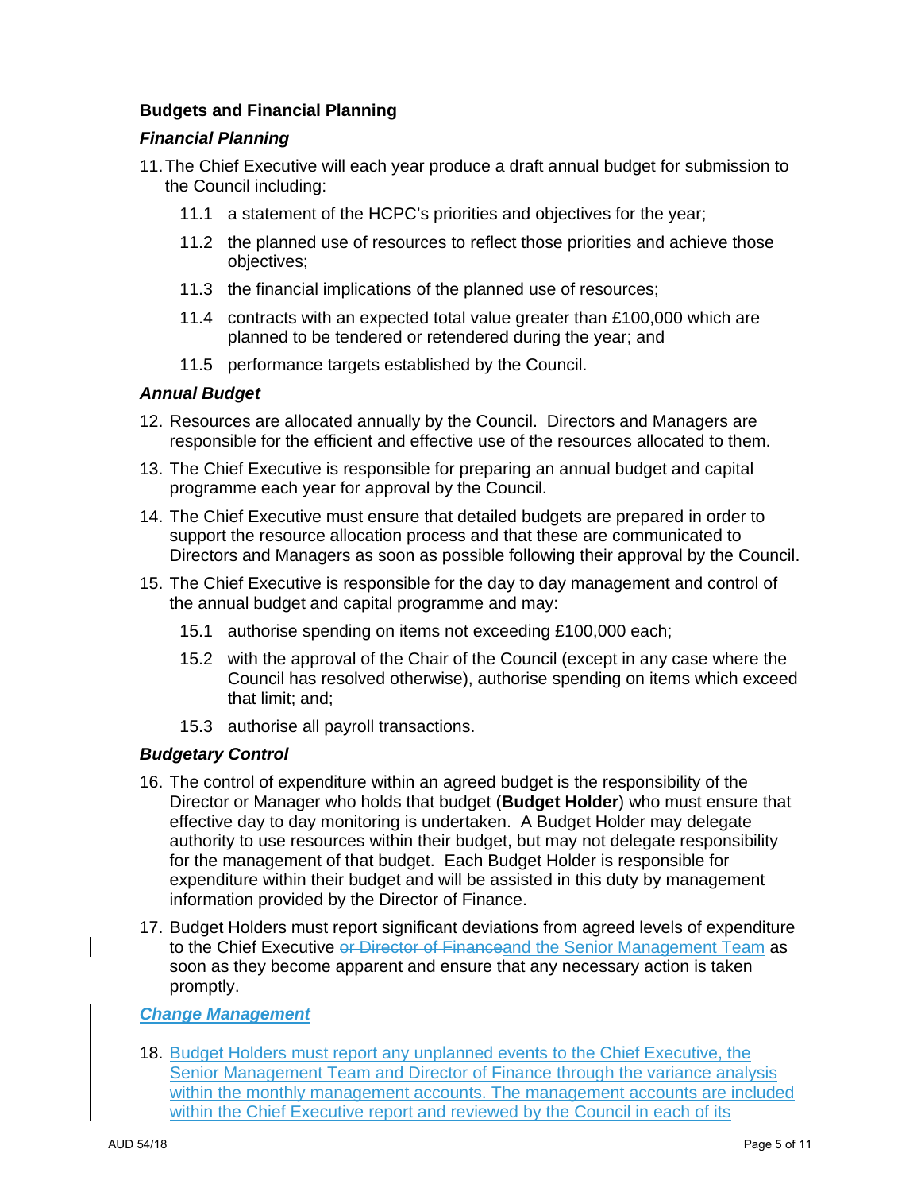## Budgets and Financial Planning

### *Financial Planning*

11. The Chief Executive will each year produce a draft annual budget for submission to the Council including:

    11.1 a statement of the HCPC's priorities and objectives for the year;

    11.2 the planned use of resources to reflect those priorities and achieve those objectives;

    11.3 the financial implications of the planned use of resources;

    11.4 contracts with an expected total value greater than £100,000 which are planned to be tendered or retendered during the year; and

    11.5 performance targets established by the Council.

### *Annual Budget*

12. Resources are allocated annually by the Council. Directors and Managers are responsible for the efficient and effective use of the resources allocated to them.

13. The Chief Executive is responsible for preparing an annual budget and capital programme each year for approval by the Council.

14. The Chief Executive must ensure that detailed budgets are prepared in order to support the resource allocation process and that these are communicated to Directors and Managers as soon as possible following their approval by the Council.

15. The Chief Executive is responsible for the day to day management and control of the annual budget and capital programme and may:

    15.1 authorise spending on items not exceeding £100,000 each;

    15.2 with the approval of the Chair of the Council (except in any case where the Council has resolved otherwise), authorise spending on items which exceed that limit; and;

    15.3 authorise all payroll transactions.

### *Budgetary Control*

16. The control of expenditure within an agreed budget is the responsibility of the Director or Manager who holds that budget (**Budget Holder**) who must ensure that effective day to day monitoring is undertaken. A Budget Holder may delegate authority to use resources within their budget, but may not delegate responsibility for the management of that budget. Each Budget Holder is responsible for expenditure within their budget and will be assisted in this duty by management information provided by the Director of Finance.

17. Budget Holders must report significant deviations from agreed levels of expenditure to the Chief Executive ~~or Director of Finance~~and the Senior Management Team as soon as they become apparent and ensure that any necessary action is taken promptly.

### *Change Management*

18. Budget Holders must report any unplanned events to the Chief Executive, the Senior Management Team and Director of Finance through the variance analysis within the monthly management accounts. The management accounts are included within the Chief Executive report and reviewed by the Council in each of its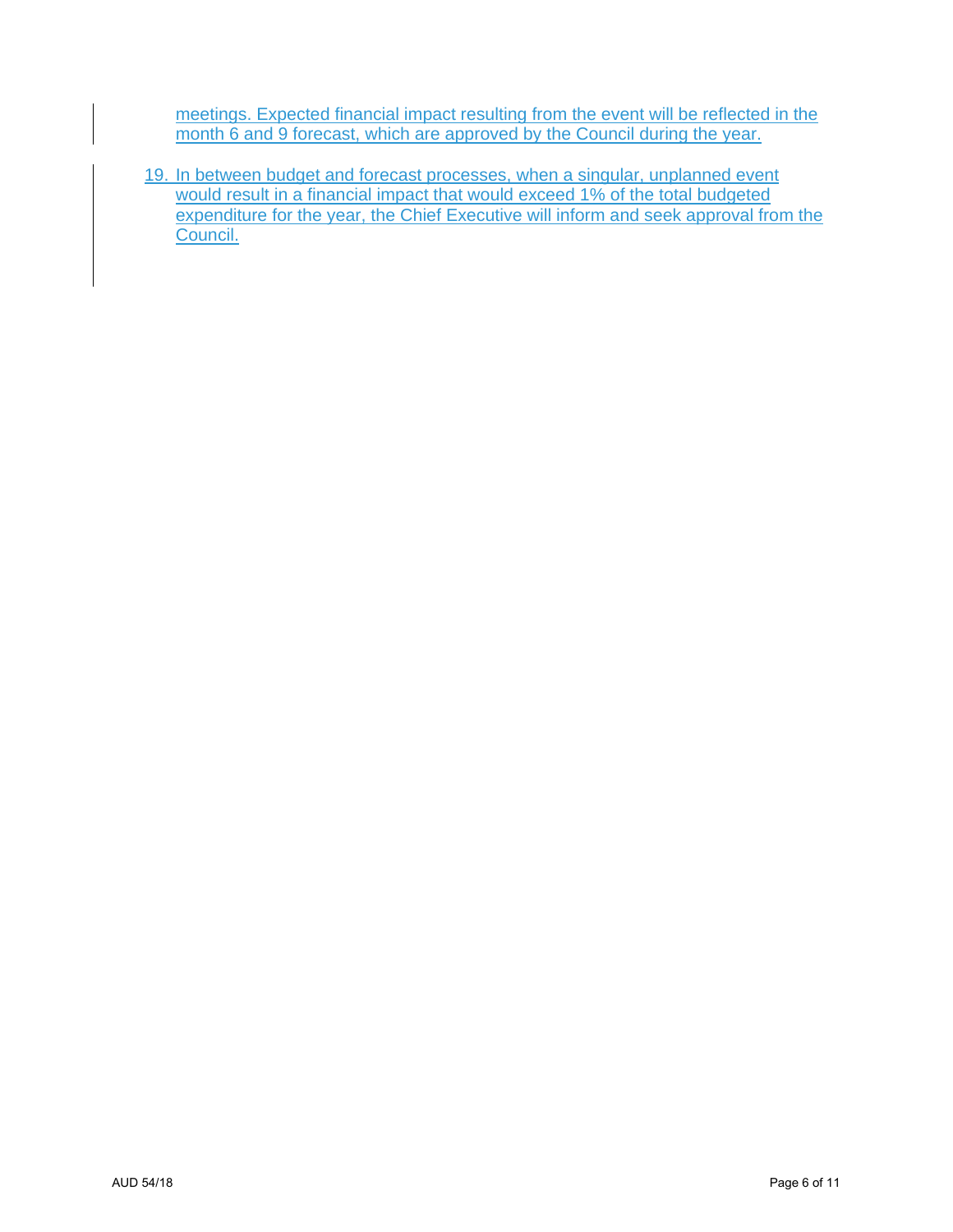meetings. Expected financial impact resulting from the event will be reflected in the month 6 and 9 forecast, which are approved by the Council during the year.

19. In between budget and forecast processes, when a singular, unplanned event would result in a financial impact that would exceed 1% of the total budgeted expenditure for the year, the Chief Executive will inform and seek approval from the Council.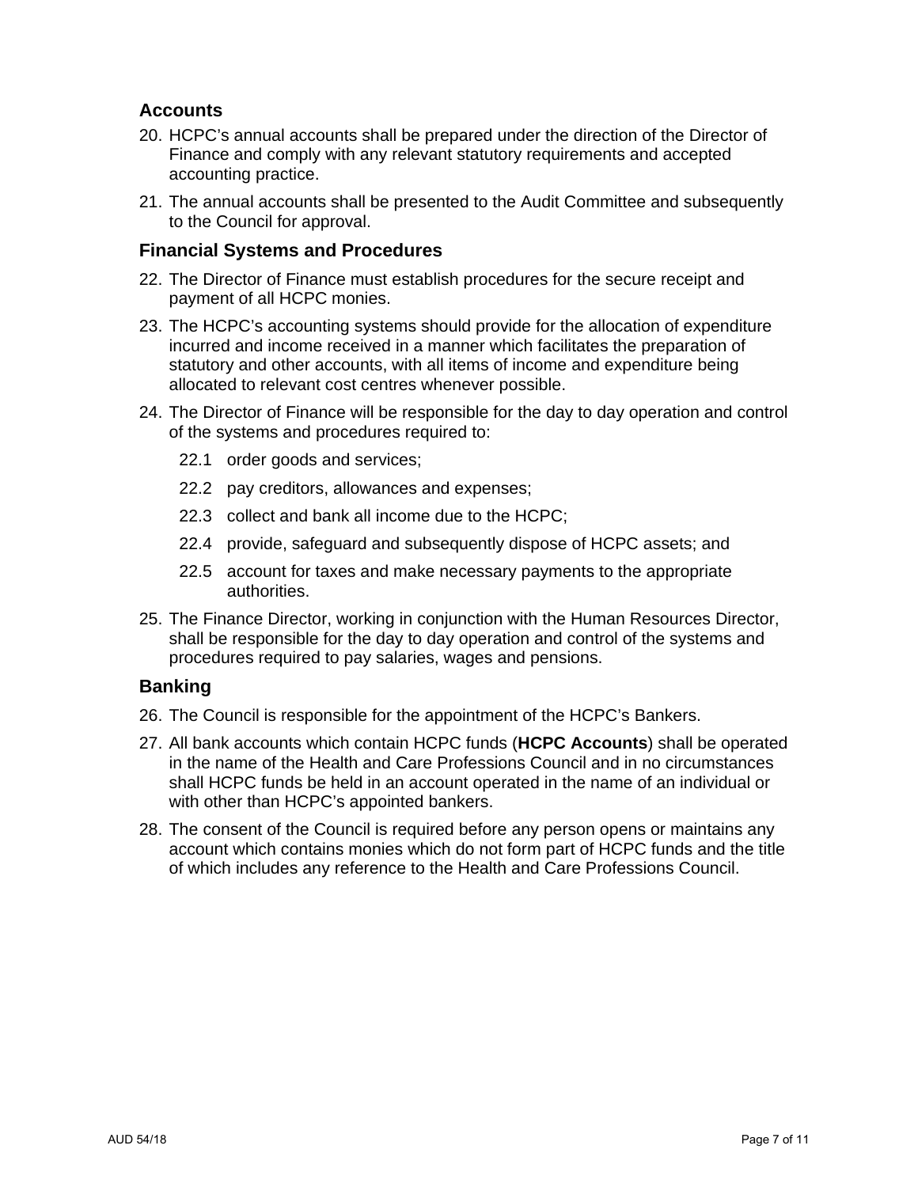## Accounts

20. HCPC's annual accounts shall be prepared under the direction of the Director of Finance and comply with any relevant statutory requirements and accepted accounting practice.

21. The annual accounts shall be presented to the Audit Committee and subsequently to the Council for approval.

## Financial Systems and Procedures

22. The Director of Finance must establish procedures for the secure receipt and payment of all HCPC monies.

23. The HCPC's accounting systems should provide for the allocation of expenditure incurred and income received in a manner which facilitates the preparation of statutory and other accounts, with all items of income and expenditure being allocated to relevant cost centres whenever possible.

24. The Director of Finance will be responsible for the day to day operation and control of the systems and procedures required to:

    22.1 order goods and services;

    22.2 pay creditors, allowances and expenses;

    22.3 collect and bank all income due to the HCPC;

    22.4 provide, safeguard and subsequently dispose of HCPC assets; and

    22.5 account for taxes and make necessary payments to the appropriate authorities.

25. The Finance Director, working in conjunction with the Human Resources Director, shall be responsible for the day to day operation and control of the systems and procedures required to pay salaries, wages and pensions.

## Banking

26. The Council is responsible for the appointment of the HCPC's Bankers.

27. All bank accounts which contain HCPC funds (**HCPC Accounts**) shall be operated in the name of the Health and Care Professions Council and in no circumstances shall HCPC funds be held in an account operated in the name of an individual or with other than HCPC's appointed bankers.

28. The consent of the Council is required before any person opens or maintains any account which contains monies which do not form part of HCPC funds and the title of which includes any reference to the Health and Care Professions Council.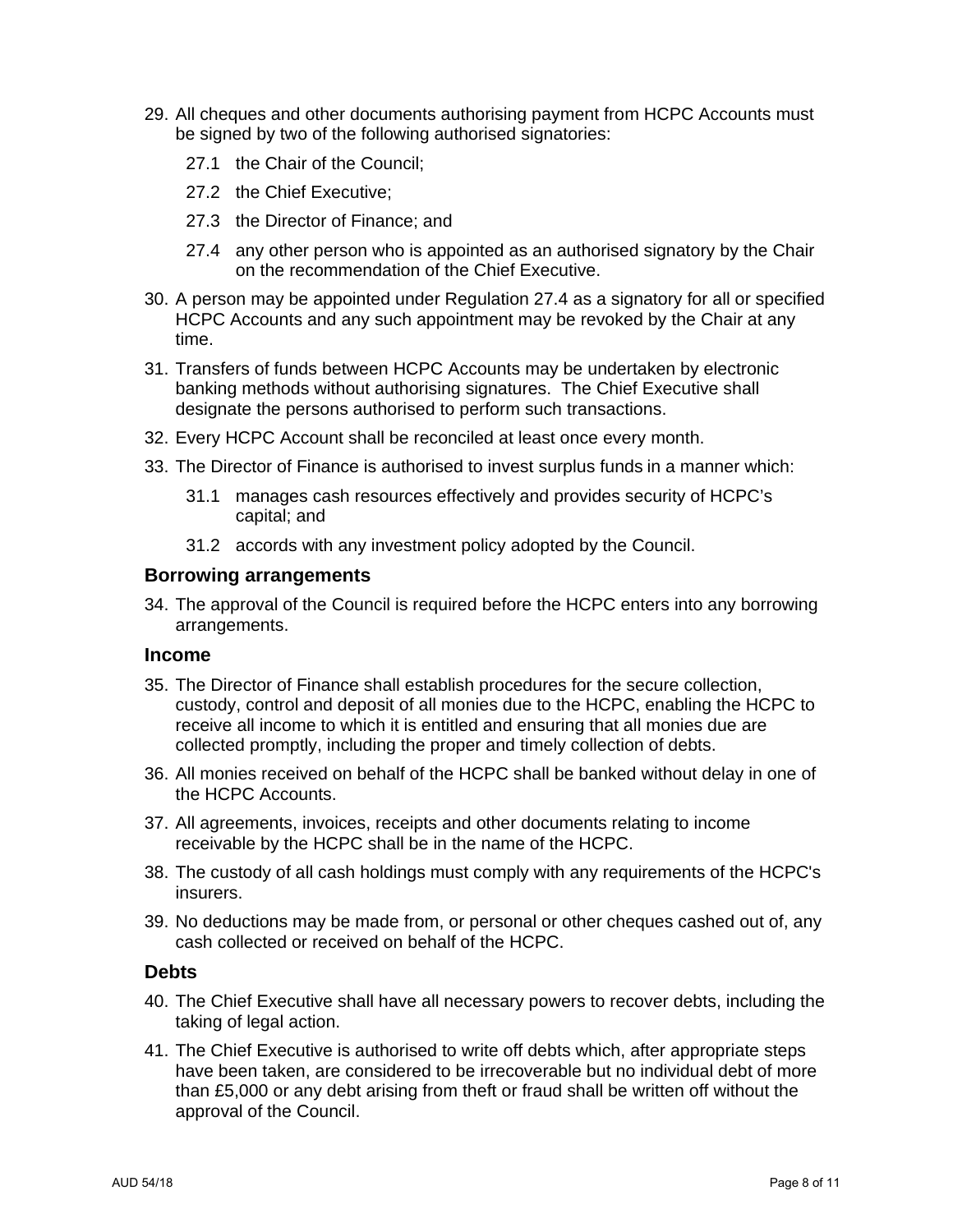29. All cheques and other documents authorising payment from HCPC Accounts must be signed by two of the following authorised signatories:

    27.1 the Chair of the Council;

    27.2 the Chief Executive;

    27.3 the Director of Finance; and

    27.4 any other person who is appointed as an authorised signatory by the Chair on the recommendation of the Chief Executive.

30. A person may be appointed under Regulation 27.4 as a signatory for all or specified HCPC Accounts and any such appointment may be revoked by the Chair at any time.

31. Transfers of funds between HCPC Accounts may be undertaken by electronic banking methods without authorising signatures. The Chief Executive shall designate the persons authorised to perform such transactions.

32. Every HCPC Account shall be reconciled at least once every month.

33. The Director of Finance is authorised to invest surplus funds in a manner which:

    31.1 manages cash resources effectively and provides security of HCPC's capital; and

    31.2 accords with any investment policy adopted by the Council.

### Borrowing arrangements

34. The approval of the Council is required before the HCPC enters into any borrowing arrangements.

### Income

35. The Director of Finance shall establish procedures for the secure collection, custody, control and deposit of all monies due to the HCPC, enabling the HCPC to receive all income to which it is entitled and ensuring that all monies due are collected promptly, including the proper and timely collection of debts.

36. All monies received on behalf of the HCPC shall be banked without delay in one of the HCPC Accounts.

37. All agreements, invoices, receipts and other documents relating to income receivable by the HCPC shall be in the name of the HCPC.

38. The custody of all cash holdings must comply with any requirements of the HCPC's insurers.

39. No deductions may be made from, or personal or other cheques cashed out of, any cash collected or received on behalf of the HCPC.

### Debts

40. The Chief Executive shall have all necessary powers to recover debts, including the taking of legal action.

41. The Chief Executive is authorised to write off debts which, after appropriate steps have been taken, are considered to be irrecoverable but no individual debt of more than £5,000 or any debt arising from theft or fraud shall be written off without the approval of the Council.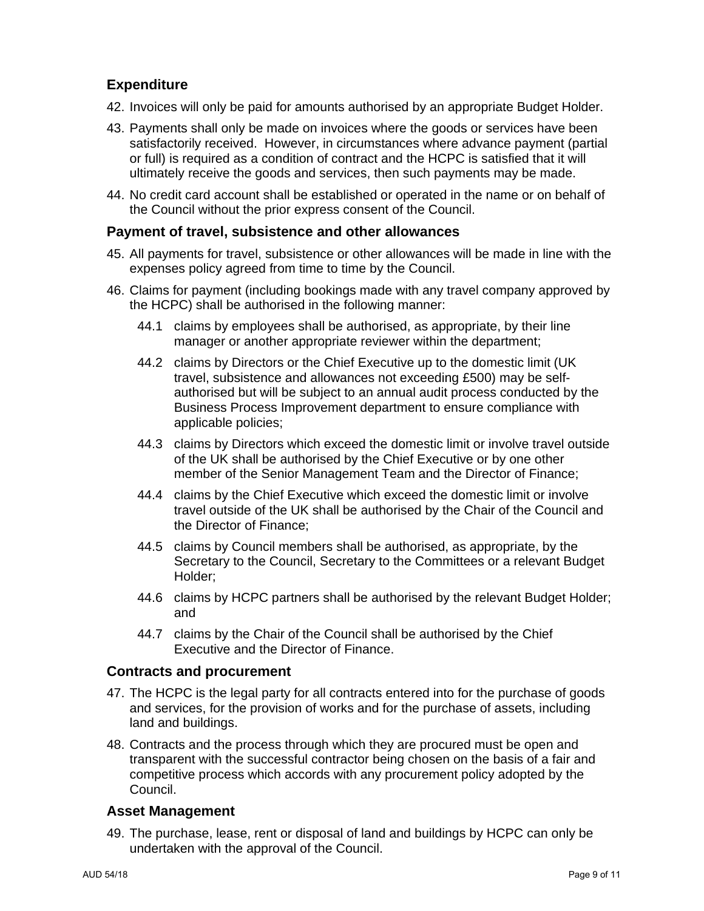## Expenditure

42. Invoices will only be paid for amounts authorised by an appropriate Budget Holder.

43. Payments shall only be made on invoices where the goods or services have been satisfactorily received. However, in circumstances where advance payment (partial or full) is required as a condition of contract and the HCPC is satisfied that it will ultimately receive the goods and services, then such payments may be made.

44. No credit card account shall be established or operated in the name or on behalf of the Council without the prior express consent of the Council.

## Payment of travel, subsistence and other allowances

45. All payments for travel, subsistence or other allowances will be made in line with the expenses policy agreed from time to time by the Council.

46. Claims for payment (including bookings made with any travel company approved by the HCPC) shall be authorised in the following manner:

    44.1 claims by employees shall be authorised, as appropriate, by their line manager or another appropriate reviewer within the department;

    44.2 claims by Directors or the Chief Executive up to the domestic limit (UK travel, subsistence and allowances not exceeding £500) may be self-authorised but will be subject to an annual audit process conducted by the Business Process Improvement department to ensure compliance with applicable policies;

    44.3 claims by Directors which exceed the domestic limit or involve travel outside of the UK shall be authorised by the Chief Executive or by one other member of the Senior Management Team and the Director of Finance;

    44.4 claims by the Chief Executive which exceed the domestic limit or involve travel outside of the UK shall be authorised by the Chair of the Council and the Director of Finance;

    44.5 claims by Council members shall be authorised, as appropriate, by the Secretary to the Council, Secretary to the Committees or a relevant Budget Holder;

    44.6 claims by HCPC partners shall be authorised by the relevant Budget Holder; and

    44.7 claims by the Chair of the Council shall be authorised by the Chief Executive and the Director of Finance.

## Contracts and procurement

47. The HCPC is the legal party for all contracts entered into for the purchase of goods and services, for the provision of works and for the purchase of assets, including land and buildings.

48. Contracts and the process through which they are procured must be open and transparent with the successful contractor being chosen on the basis of a fair and competitive process which accords with any procurement policy adopted by the Council.

## Asset Management

49. The purchase, lease, rent or disposal of land and buildings by HCPC can only be undertaken with the approval of the Council.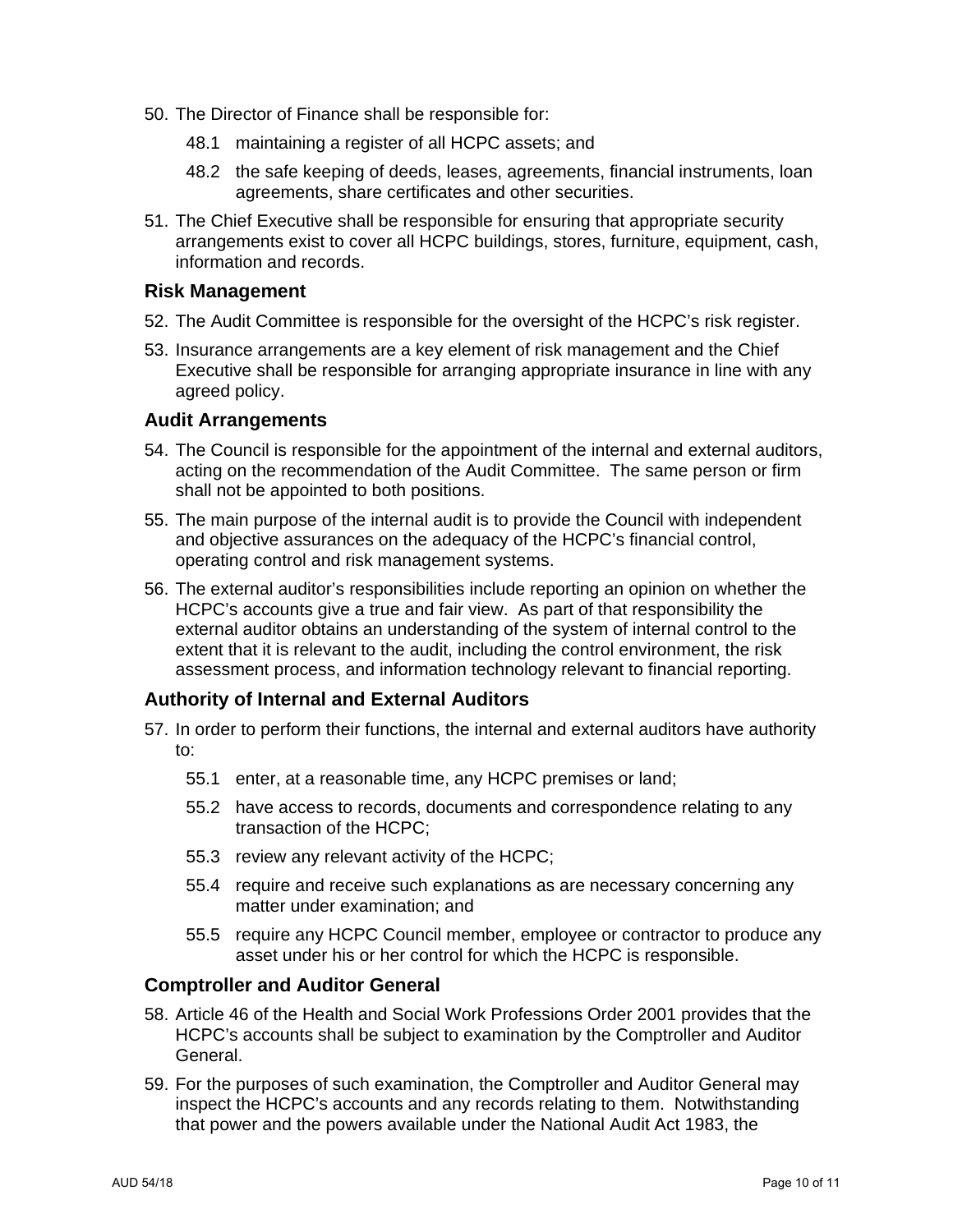50. The Director of Finance shall be responsible for:

    48.1 maintaining a register of all HCPC assets; and

    48.2 the safe keeping of deeds, leases, agreements, financial instruments, loan agreements, share certificates and other securities.

51. The Chief Executive shall be responsible for ensuring that appropriate security arrangements exist to cover all HCPC buildings, stores, furniture, equipment, cash, information and records.

### Risk Management

52. The Audit Committee is responsible for the oversight of the HCPC's risk register.

53. Insurance arrangements are a key element of risk management and the Chief Executive shall be responsible for arranging appropriate insurance in line with any agreed policy.

### Audit Arrangements

54. The Council is responsible for the appointment of the internal and external auditors, acting on the recommendation of the Audit Committee. The same person or firm shall not be appointed to both positions.

55. The main purpose of the internal audit is to provide the Council with independent and objective assurances on the adequacy of the HCPC's financial control, operating control and risk management systems.

56. The external auditor's responsibilities include reporting an opinion on whether the HCPC's accounts give a true and fair view. As part of that responsibility the external auditor obtains an understanding of the system of internal control to the extent that it is relevant to the audit, including the control environment, the risk assessment process, and information technology relevant to financial reporting.

### Authority of Internal and External Auditors

57. In order to perform their functions, the internal and external auditors have authority to:

    55.1 enter, at a reasonable time, any HCPC premises or land;

    55.2 have access to records, documents and correspondence relating to any transaction of the HCPC;

    55.3 review any relevant activity of the HCPC;

    55.4 require and receive such explanations as are necessary concerning any matter under examination; and

    55.5 require any HCPC Council member, employee or contractor to produce any asset under his or her control for which the HCPC is responsible.

### Comptroller and Auditor General

58. Article 46 of the Health and Social Work Professions Order 2001 provides that the HCPC's accounts shall be subject to examination by the Comptroller and Auditor General.

59. For the purposes of such examination, the Comptroller and Auditor General may inspect the HCPC's accounts and any records relating to them. Notwithstanding that power and the powers available under the National Audit Act 1983, the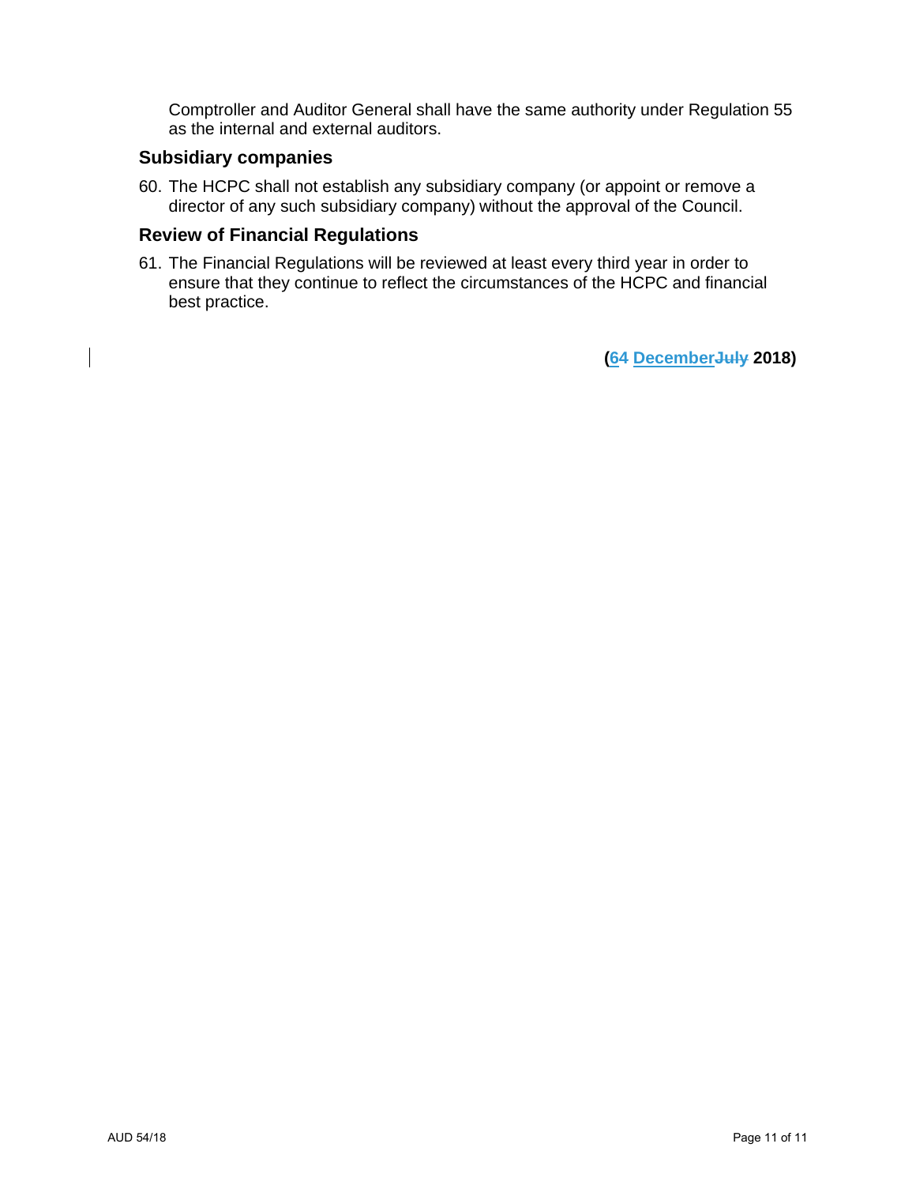Comptroller and Auditor General shall have the same authority under Regulation 55 as the internal and external auditors.

### Subsidiary companies

60. The HCPC shall not establish any subsidiary company (or appoint or remove a director of any such subsidiary company) without the approval of the Council.

### Review of Financial Regulations

61. The Financial Regulations will be reviewed at least every third year in order to ensure that they continue to reflect the circumstances of the HCPC and financial best practice.

**(6~~4~~ December~~July~~ 2018)**